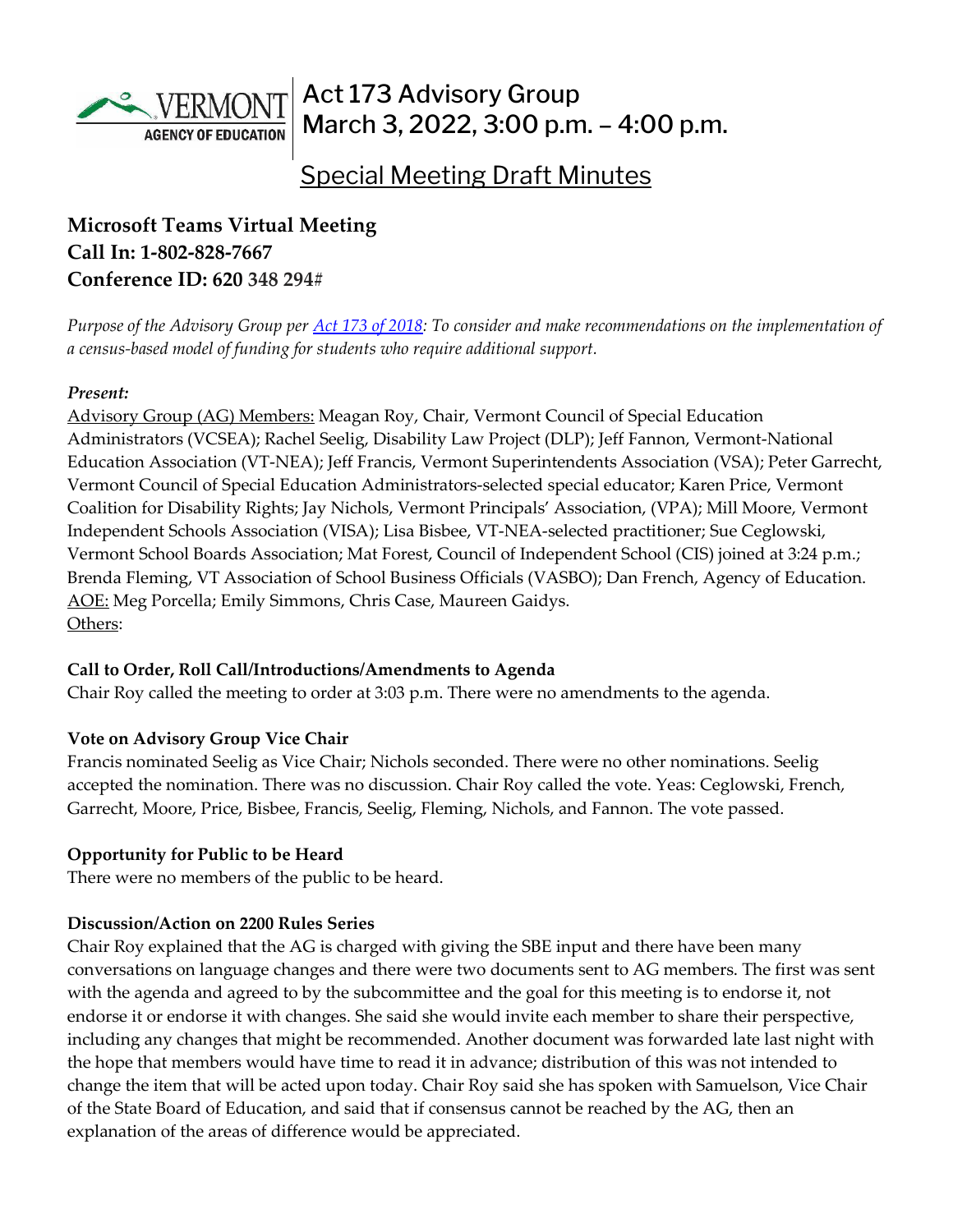# Act 173 Advisory Group
## March 3, 2022, 3:00 p.m. – 4:00 p.m.

## Special Meeting Draft Minutes

**Microsoft Teams Virtual Meeting**
**Call In: 1-802-828-7667**
**Conference ID: 620 348 294#**

*Purpose of the Advisory Group per Act 173 of 2018: To consider and make recommendations on the implementation of a census-based model of funding for students who require additional support.*

***Present:***

Advisory Group (AG) Members: Meagan Roy, Chair, Vermont Council of Special Education Administrators (VCSEA); Rachel Seelig, Disability Law Project (DLP); Jeff Fannon, Vermont-National Education Association (VT-NEA); Jeff Francis, Vermont Superintendents Association (VSA); Peter Garrecht, Vermont Council of Special Education Administrators-selected special educator; Karen Price, Vermont Coalition for Disability Rights; Jay Nichols, Vermont Principals' Association, (VPA); Mill Moore, Vermont Independent Schools Association (VISA); Lisa Bisbee, VT-NEA-selected practitioner; Sue Ceglowski, Vermont School Boards Association; Mat Forest, Council of Independent School (CIS) joined at 3:24 p.m.; Brenda Fleming, VT Association of School Business Officials (VASBO); Dan French, Agency of Education.
AOE: Meg Porcella; Emily Simmons, Chris Case, Maureen Gaidys.
Others:

**Call to Order, Roll Call/Introductions/Amendments to Agenda**

Chair Roy called the meeting to order at 3:03 p.m. There were no amendments to the agenda.

**Vote on Advisory Group Vice Chair**

Francis nominated Seelig as Vice Chair; Nichols seconded. There were no other nominations. Seelig accepted the nomination. There was no discussion. Chair Roy called the vote. Yeas: Ceglowski, French, Garrecht, Moore, Price, Bisbee, Francis, Seelig, Fleming, Nichols, and Fannon. The vote passed.

**Opportunity for Public to be Heard**

There were no members of the public to be heard.

**Discussion/Action on 2200 Rules Series**

Chair Roy explained that the AG is charged with giving the SBE input and there have been many conversations on language changes and there were two documents sent to AG members. The first was sent with the agenda and agreed to by the subcommittee and the goal for this meeting is to endorse it, not endorse it or endorse it with changes. She said she would invite each member to share their perspective, including any changes that might be recommended. Another document was forwarded late last night with the hope that members would have time to read it in advance; distribution of this was not intended to change the item that will be acted upon today. Chair Roy said she has spoken with Samuelson, Vice Chair of the State Board of Education, and said that if consensus cannot be reached by the AG, then an explanation of the areas of difference would be appreciated.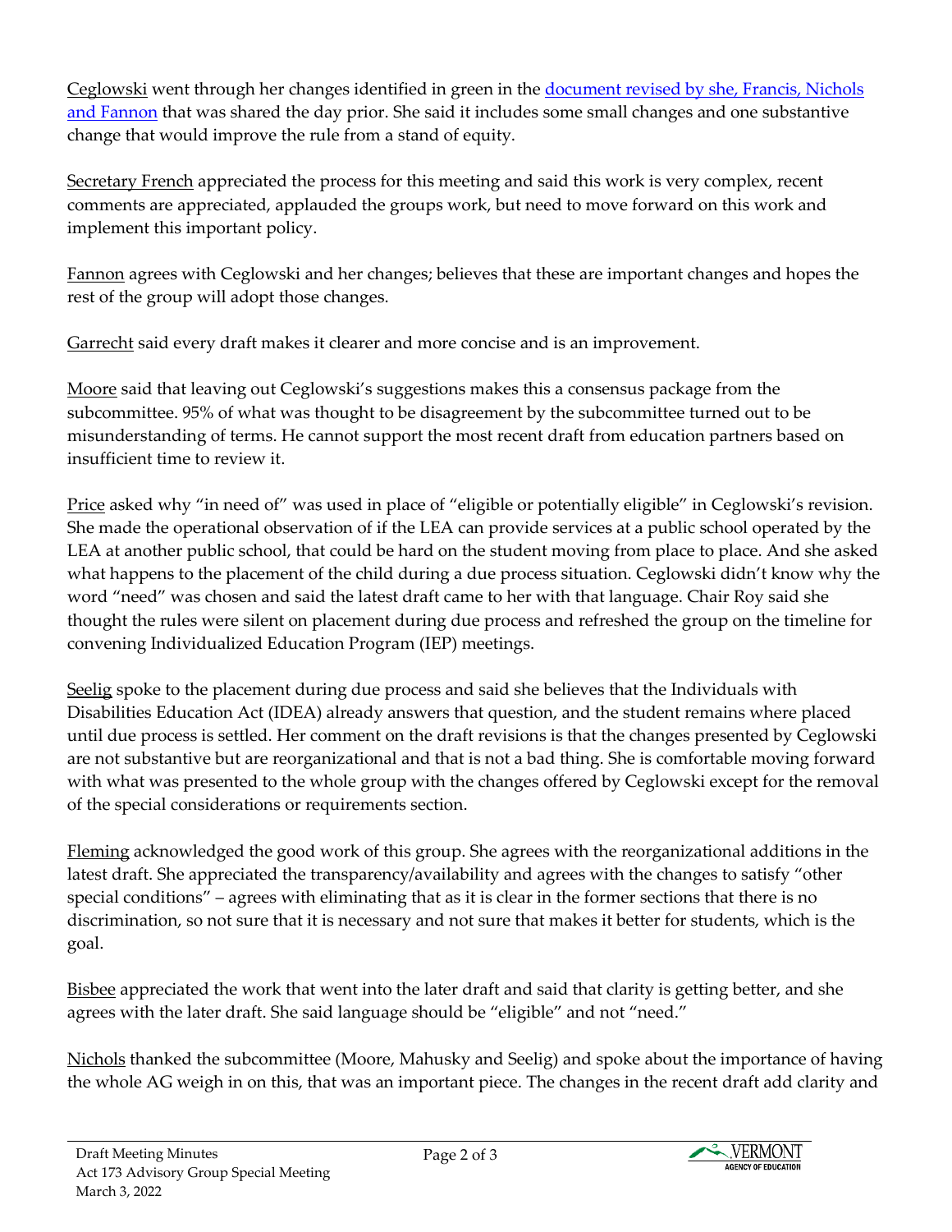Ceglowski went through her changes identified in green in the [document revised by she, Francis, Nichols and Fannon] that was shared the day prior. She said it includes some small changes and one substantive change that would improve the rule from a stand of equity.

Secretary French appreciated the process for this meeting and said this work is very complex, recent comments are appreciated, applauded the groups work, but need to move forward on this work and implement this important policy.

Fannon agrees with Ceglowski and her changes; believes that these are important changes and hopes the rest of the group will adopt those changes.

Garrecht said every draft makes it clearer and more concise and is an improvement.

Moore said that leaving out Ceglowski's suggestions makes this a consensus package from the subcommittee. 95% of what was thought to be disagreement by the subcommittee turned out to be misunderstanding of terms. He cannot support the most recent draft from education partners based on insufficient time to review it.

Price asked why "in need of" was used in place of "eligible or potentially eligible" in Ceglowski's revision. She made the operational observation of if the LEA can provide services at a public school operated by the LEA at another public school, that could be hard on the student moving from place to place. And she asked what happens to the placement of the child during a due process situation. Ceglowski didn't know why the word "need" was chosen and said the latest draft came to her with that language. Chair Roy said she thought the rules were silent on placement during due process and refreshed the group on the timeline for convening Individualized Education Program (IEP) meetings.

Seelig spoke to the placement during due process and said she believes that the Individuals with Disabilities Education Act (IDEA) already answers that question, and the student remains where placed until due process is settled. Her comment on the draft revisions is that the changes presented by Ceglowski are not substantive but are reorganizational and that is not a bad thing. She is comfortable moving forward with what was presented to the whole group with the changes offered by Ceglowski except for the removal of the special considerations or requirements section.

Fleming acknowledged the good work of this group. She agrees with the reorganizational additions in the latest draft. She appreciated the transparency/availability and agrees with the changes to satisfy "other special conditions" – agrees with eliminating that as it is clear in the former sections that there is no discrimination, so not sure that it is necessary and not sure that makes it better for students, which is the goal.

Bisbee appreciated the work that went into the later draft and said that clarity is getting better, and she agrees with the later draft. She said language should be "eligible" and not "need."

Nichols thanked the subcommittee (Moore, Mahusky and Seelig) and spoke about the importance of having the whole AG weigh in on this, that was an important piece. The changes in the recent draft add clarity and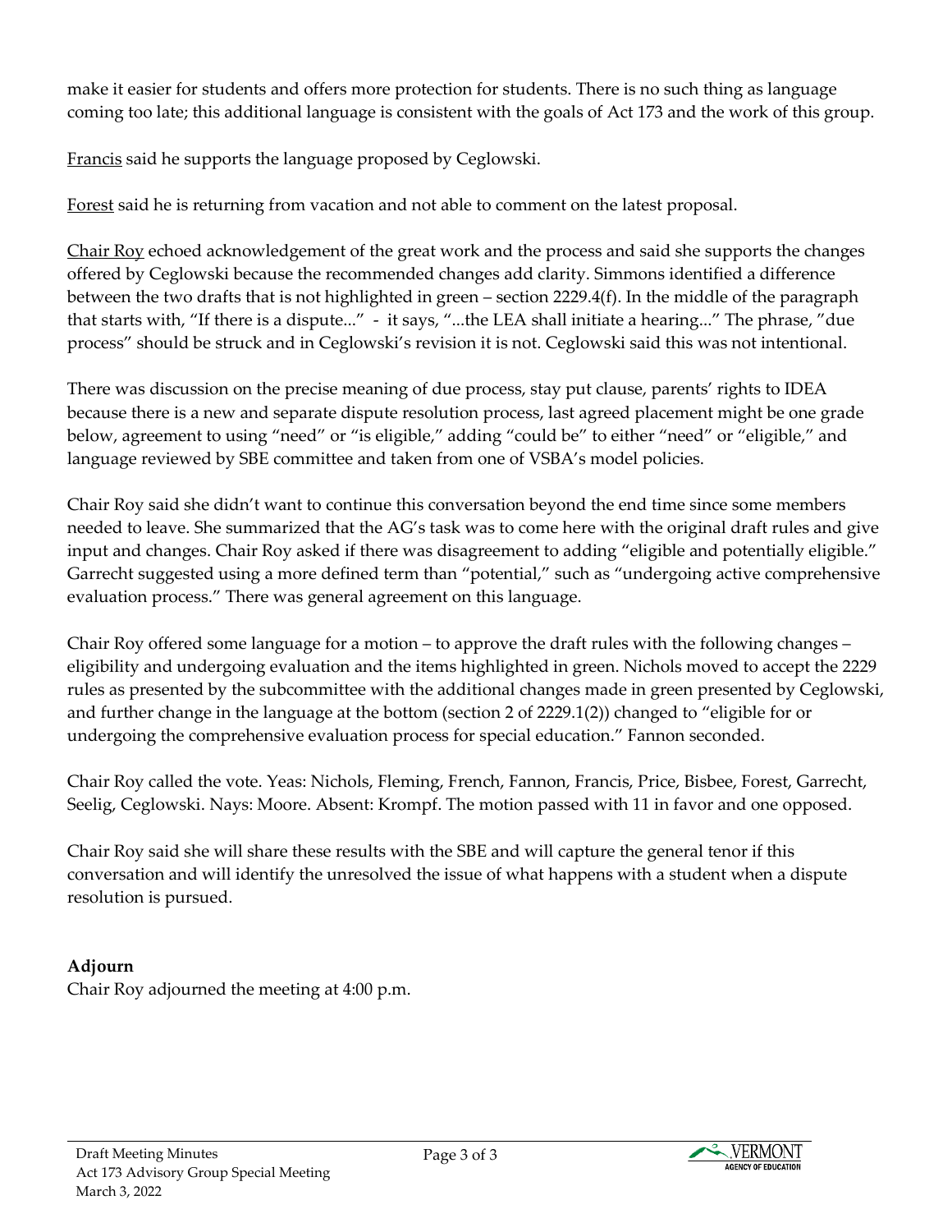make it easier for students and offers more protection for students. There is no such thing as language coming too late; this additional language is consistent with the goals of Act 173 and the work of this group.

Francis said he supports the language proposed by Ceglowski.

Forest said he is returning from vacation and not able to comment on the latest proposal.

Chair Roy echoed acknowledgement of the great work and the process and said she supports the changes offered by Ceglowski because the recommended changes add clarity. Simmons identified a difference between the two drafts that is not highlighted in green – section 2229.4(f). In the middle of the paragraph that starts with, "If there is a dispute..." - it says, "...the LEA shall initiate a hearing..." The phrase, "due process" should be struck and in Ceglowski's revision it is not. Ceglowski said this was not intentional.

There was discussion on the precise meaning of due process, stay put clause, parents' rights to IDEA because there is a new and separate dispute resolution process, last agreed placement might be one grade below, agreement to using "need" or "is eligible," adding "could be" to either "need" or "eligible," and language reviewed by SBE committee and taken from one of VSBA's model policies.

Chair Roy said she didn't want to continue this conversation beyond the end time since some members needed to leave. She summarized that the AG's task was to come here with the original draft rules and give input and changes. Chair Roy asked if there was disagreement to adding "eligible and potentially eligible." Garrecht suggested using a more defined term than "potential," such as "undergoing active comprehensive evaluation process." There was general agreement on this language.

Chair Roy offered some language for a motion – to approve the draft rules with the following changes – eligibility and undergoing evaluation and the items highlighted in green. Nichols moved to accept the 2229 rules as presented by the subcommittee with the additional changes made in green presented by Ceglowski, and further change in the language at the bottom (section 2 of 2229.1(2)) changed to "eligible for or undergoing the comprehensive evaluation process for special education." Fannon seconded.

Chair Roy called the vote. Yeas: Nichols, Fleming, French, Fannon, Francis, Price, Bisbee, Forest, Garrecht, Seelig, Ceglowski. Nays: Moore. Absent: Krompf. The motion passed with 11 in favor and one opposed.

Chair Roy said she will share these results with the SBE and will capture the general tenor if this conversation and will identify the unresolved the issue of what happens with a student when a dispute resolution is pursued.

**Adjourn**

Chair Roy adjourned the meeting at 4:00 p.m.